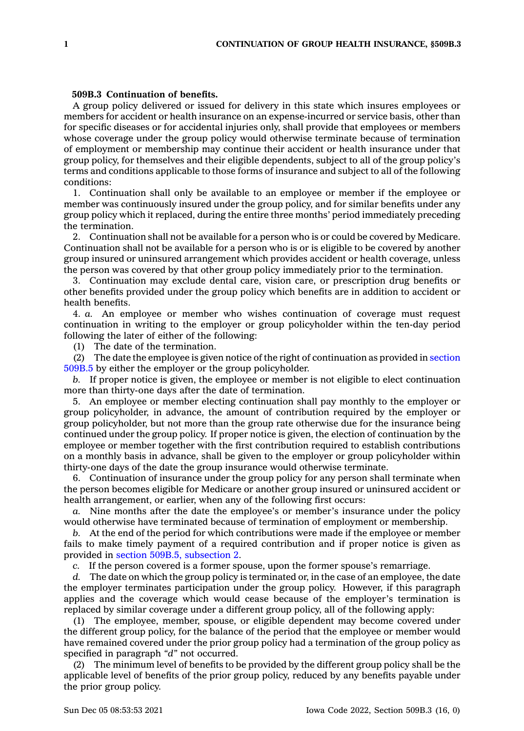**509B.3 Continuation of benefits.**

A group policy delivered or issued for delivery in this state which insures employees or members for accident or health insurance on an expense-incurred or service basis, other than for specific diseases or for accidental injuries only, shall provide that employees or members whose coverage under the group policy would otherwise terminate because of termination of employment or membership may continue their accident or health insurance under that group policy, for themselves and their eligible dependents, subject to all of the group policy's terms and conditions applicable to those forms of insurance and subject to all of the following conditions:

1. Continuation shall only be available to an employee or member if the employee or member was continuously insured under the group policy, and for similar benefits under any group policy which it replaced, during the entire three months' period immediately preceding the termination.

2. Continuation shall not be available for a person who is or could be covered by Medicare. Continuation shall not be available for a person who is or is eligible to be covered by another group insured or uninsured arrangement which provides accident or health coverage, unless the person was covered by that other group policy immediately prior to the termination.

3. Continuation may exclude dental care, vision care, or prescription drug benefits or other benefits provided under the group policy which benefits are in addition to accident or health benefits.

4. *a.* An employee or member who wishes continuation of coverage must request continuation in writing to the employer or group policyholder within the ten-day period following the later of either of the following:

(1) The date of the termination.

(2) The date the employee is given notice of the right of continuation as provided in section 509B.5 by either the employer or the group policyholder.

*b.* If proper notice is given, the employee or member is not eligible to elect continuation more than thirty-one days after the date of termination.

5. An employee or member electing continuation shall pay monthly to the employer or group policyholder, in advance, the amount of contribution required by the employer or group policyholder, but not more than the group rate otherwise due for the insurance being continued under the group policy. If proper notice is given, the election of continuation by the employee or member together with the first contribution required to establish contributions on a monthly basis in advance, shall be given to the employer or group policyholder within thirty-one days of the date the group insurance would otherwise terminate.

6. Continuation of insurance under the group policy for any person shall terminate when the person becomes eligible for Medicare or another group insured or uninsured accident or health arrangement, or earlier, when any of the following first occurs:

*a.* Nine months after the date the employee's or member's insurance under the policy would otherwise have terminated because of termination of employment or membership.

*b.* At the end of the period for which contributions were made if the employee or member fails to make timely payment of a required contribution and if proper notice is given as provided in section 509B.5, subsection 2.

*c.* If the person covered is a former spouse, upon the former spouse's remarriage.

*d.* The date on which the group policy is terminated or, in the case of an employee, the date the employer terminates participation under the group policy. However, if this paragraph applies and the coverage which would cease because of the employer's termination is replaced by similar coverage under a different group policy, all of the following apply:

(1) The employee, member, spouse, or eligible dependent may become covered under the different group policy, for the balance of the period that the employee or member would have remained covered under the prior group policy had a termination of the group policy as specified in paragraph *"d"* not occurred.

(2) The minimum level of benefits to be provided by the different group policy shall be the applicable level of benefits of the prior group policy, reduced by any benefits payable under the prior group policy.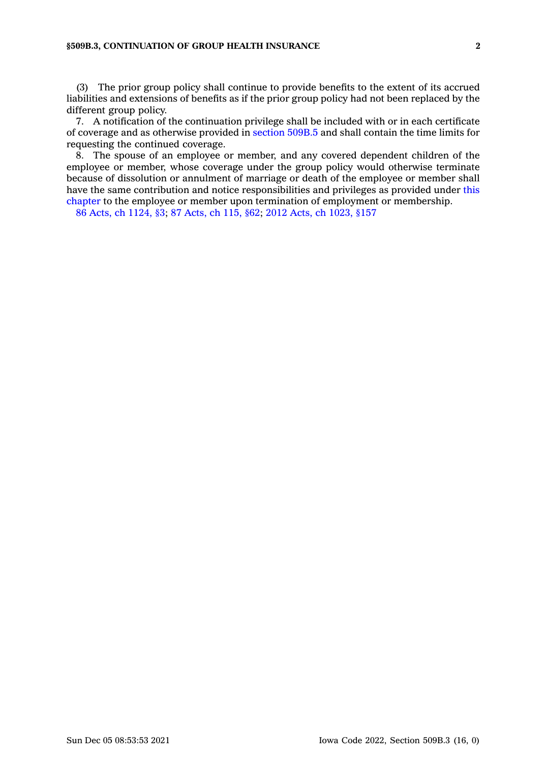(3) The prior group policy shall continue to provide benefits to the extent of its accrued liabilities and extensions of benefits as if the prior group policy had not been replaced by the different group policy.

7. A notification of the continuation privilege shall be included with or in each certificate of coverage and as otherwise provided in section 509B.5 and shall contain the time limits for requesting the continued coverage.

8. The spouse of an employee or member, and any covered dependent children of the employee or member, whose coverage under the group policy would otherwise terminate because of dissolution or annulment of marriage or death of the employee or member shall have the same contribution and notice responsibilities and privileges as provided under this chapter to the employee or member upon termination of employment or membership.

86 Acts, ch 1124, §3; 87 Acts, ch 115, §62; 2012 Acts, ch 1023, §157